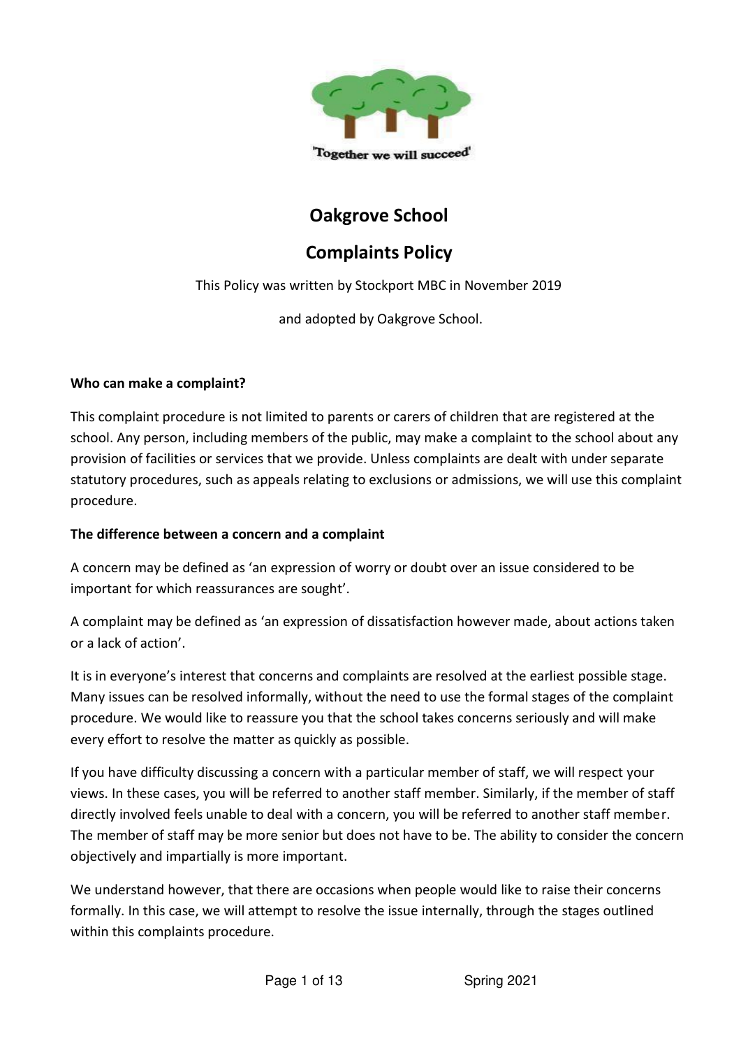'Together we will succeed'

# Oakgrove School

## Complaints Policy

This Policy was written by Stockport MBC in November 2019

and adopted by Oakgrove School.

**Who can make a complaint?**

This complaint procedure is not limited to parents or carers of children that are registered at the school. Any person, including members of the public, may make a complaint to the school about any provision of facilities or services that we provide. Unless complaints are dealt with under separate statutory procedures, such as appeals relating to exclusions or admissions, we will use this complaint procedure.

**The difference between a concern and a complaint**

A concern may be defined as 'an expression of worry or doubt over an issue considered to be important for which reassurances are sought'.

A complaint may be defined as 'an expression of dissatisfaction however made, about actions taken or a lack of action'.

It is in everyone's interest that concerns and complaints are resolved at the earliest possible stage. Many issues can be resolved informally, without the need to use the formal stages of the complaint procedure. We would like to reassure you that the school takes concerns seriously and will make every effort to resolve the matter as quickly as possible.

If you have difficulty discussing a concern with a particular member of staff, we will respect your views. In these cases, you will be referred to another staff member. Similarly, if the member of staff directly involved feels unable to deal with a concern, you will be referred to another staff member. The member of staff may be more senior but does not have to be. The ability to consider the concern objectively and impartially is more important.

We understand however, that there are occasions when people would like to raise their concerns formally. In this case, we will attempt to resolve the issue internally, through the stages outlined within this complaints procedure.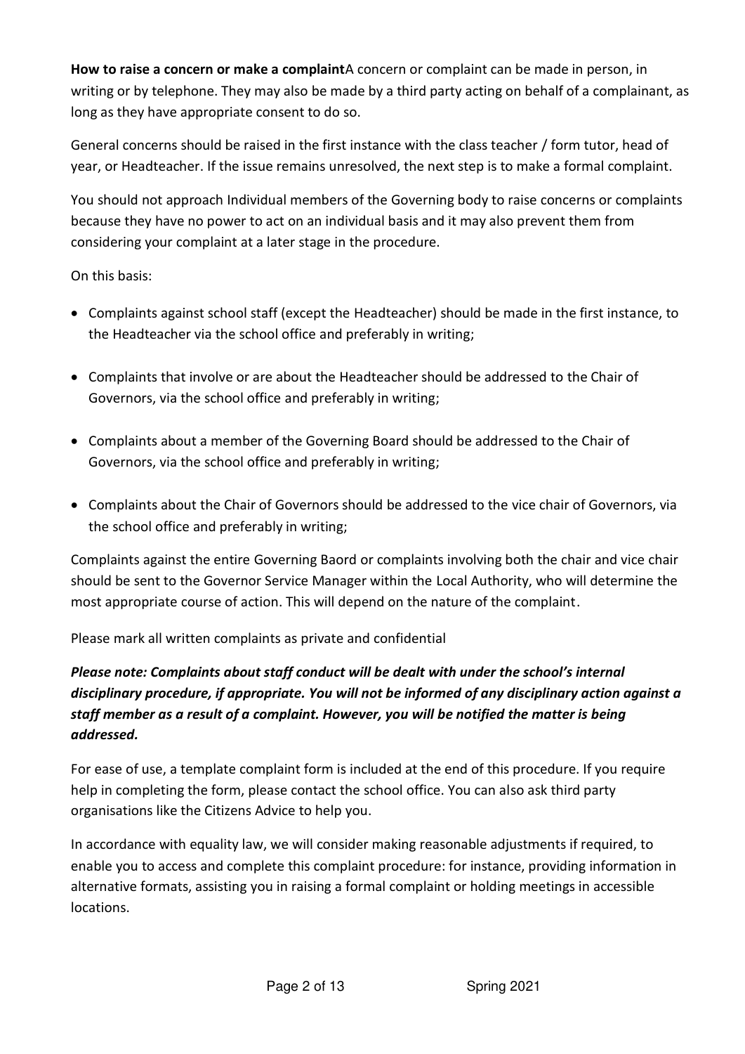**How to raise a concern or make a complaint**A concern or complaint can be made in person, in writing or by telephone. They may also be made by a third party acting on behalf of a complainant, as long as they have appropriate consent to do so.

General concerns should be raised in the first instance with the class teacher / form tutor, head of year, or Headteacher. If the issue remains unresolved, the next step is to make a formal complaint.

You should not approach Individual members of the Governing body to raise concerns or complaints because they have no power to act on an individual basis and it may also prevent them from considering your complaint at a later stage in the procedure.

On this basis:

- Complaints against school staff (except the Headteacher) should be made in the first instance, to the Headteacher via the school office and preferably in writing;
- Complaints that involve or are about the Headteacher should be addressed to the Chair of Governors, via the school office and preferably in writing;
- Complaints about a member of the Governing Board should be addressed to the Chair of Governors, via the school office and preferably in writing;
- Complaints about the Chair of Governors should be addressed to the vice chair of Governors, via the school office and preferably in writing;

Complaints against the entire Governing Baord or complaints involving both the chair and vice chair should be sent to the Governor Service Manager within the Local Authority, who will determine the most appropriate course of action. This will depend on the nature of the complaint.

Please mark all written complaints as private and confidential

***Please note: Complaints about staff conduct will be dealt with under the school's internal disciplinary procedure, if appropriate. You will not be informed of any disciplinary action against a staff member as a result of a complaint. However, you will be notified the matter is being addressed.***

For ease of use, a template complaint form is included at the end of this procedure. If you require help in completing the form, please contact the school office. You can also ask third party organisations like the Citizens Advice to help you.

In accordance with equality law, we will consider making reasonable adjustments if required, to enable you to access and complete this complaint procedure: for instance, providing information in alternative formats, assisting you in raising a formal complaint or holding meetings in accessible locations.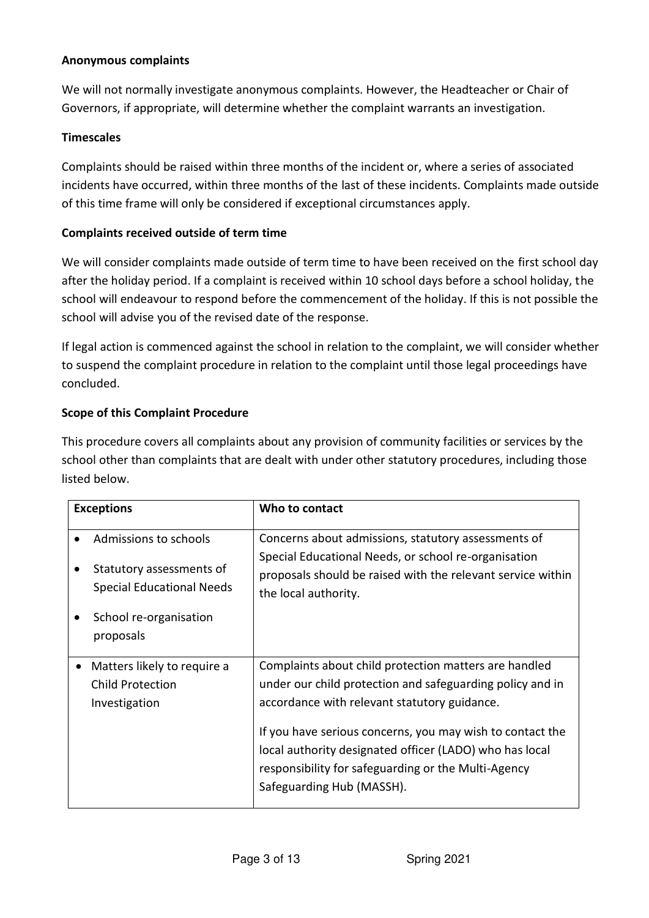**Anonymous complaints**

We will not normally investigate anonymous complaints. However, the Headteacher or Chair of Governors, if appropriate, will determine whether the complaint warrants an investigation.

**Timescales**

Complaints should be raised within three months of the incident or, where a series of associated incidents have occurred, within three months of the last of these incidents. Complaints made outside of this time frame will only be considered if exceptional circumstances apply.

**Complaints received outside of term time**

We will consider complaints made outside of term time to have been received on the first school day after the holiday period. If a complaint is received within 10 school days before a school holiday, the school will endeavour to respond before the commencement of the holiday. If this is not possible the school will advise you of the revised date of the response.

If legal action is commenced against the school in relation to the complaint, we will consider whether to suspend the complaint procedure in relation to the complaint until those legal proceedings have concluded.

**Scope of this Complaint Procedure**

This procedure covers all complaints about any provision of community facilities or services by the school other than complaints that are dealt with under other statutory procedures, including those listed below.

| Exceptions | Who to contact |
| --- | --- |
| • Admissions to schools<br>• Statutory assessments of Special Educational Needs<br>• School re-organisation proposals | Concerns about admissions, statutory assessments of Special Educational Needs, or school re-organisation proposals should be raised with the relevant service within the local authority. |
| • Matters likely to require a Child Protection Investigation | Complaints about child protection matters are handled under our child protection and safeguarding policy and in accordance with relevant statutory guidance.<br><br>If you have serious concerns, you may wish to contact the local authority designated officer (LADO) who has local responsibility for safeguarding or the Multi-Agency Safeguarding Hub (MASSH). |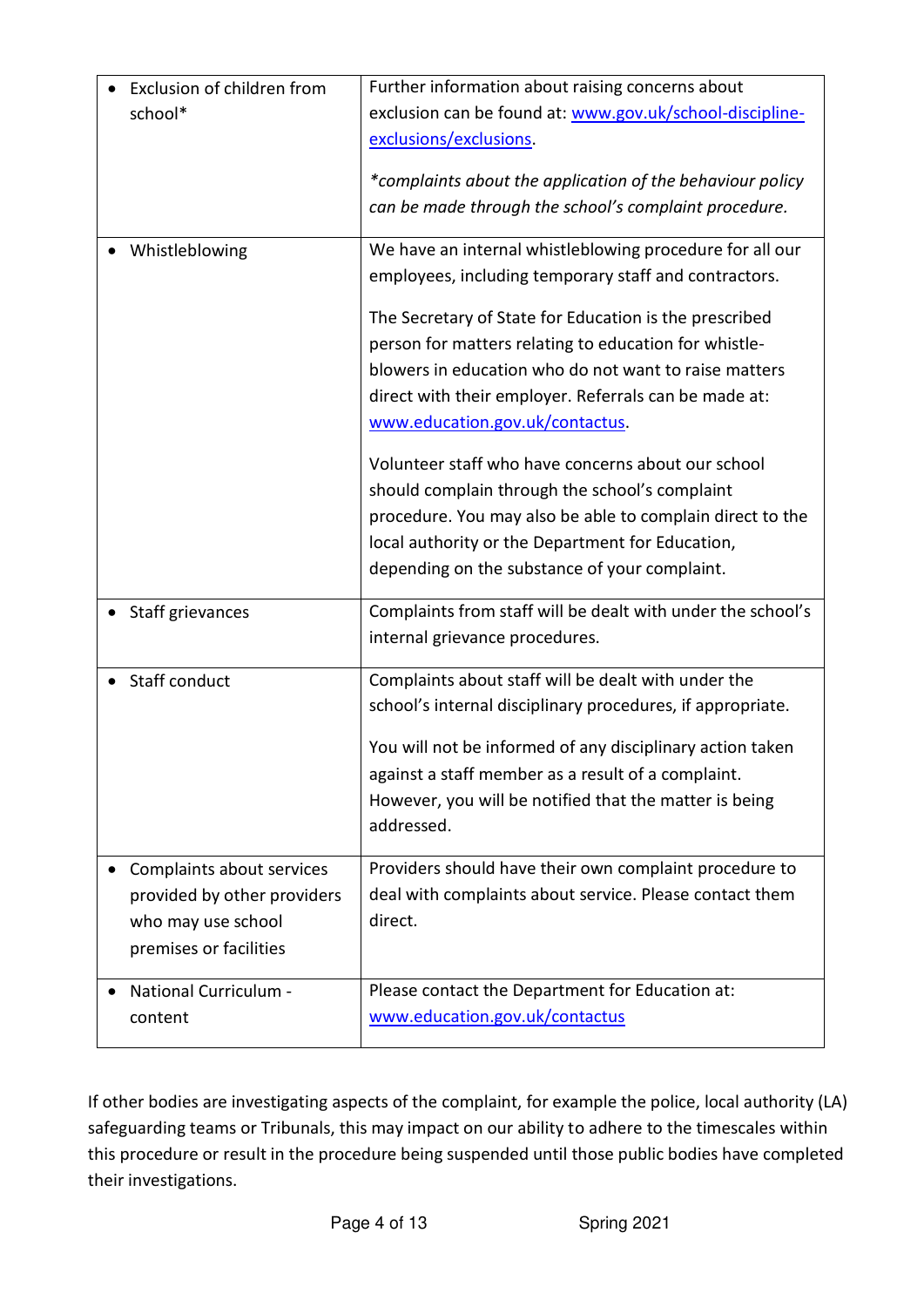| | |
|---|---|
| • Exclusion of children from school* | Further information about raising concerns about exclusion can be found at: [www.gov.uk/school-discipline-exclusions/exclusions](www.gov.uk/school-discipline-exclusions/exclusions).<br><br>*\*complaints about the application of the behaviour policy can be made through the school's complaint procedure.* |
| • Whistleblowing | We have an internal whistleblowing procedure for all our employees, including temporary staff and contractors.<br><br>The Secretary of State for Education is the prescribed person for matters relating to education for whistle-blowers in education who do not want to raise matters direct with their employer. Referrals can be made at: [www.education.gov.uk/contactus](www.education.gov.uk/contactus).<br><br>Volunteer staff who have concerns about our school should complain through the school's complaint procedure. You may also be able to complain direct to the local authority or the Department for Education, depending on the substance of your complaint. |
| • Staff grievances | Complaints from staff will be dealt with under the school's internal grievance procedures. |
| • Staff conduct | Complaints about staff will be dealt with under the school's internal disciplinary procedures, if appropriate.<br><br>You will not be informed of any disciplinary action taken against a staff member as a result of a complaint. However, you will be notified that the matter is being addressed. |
| • Complaints about services provided by other providers who may use school premises or facilities | Providers should have their own complaint procedure to deal with complaints about service. Please contact them direct. |
| • National Curriculum - content | Please contact the Department for Education at: [www.education.gov.uk/contactus](www.education.gov.uk/contactus) |

If other bodies are investigating aspects of the complaint, for example the police, local authority (LA) safeguarding teams or Tribunals, this may impact on our ability to adhere to the timescales within this procedure or result in the procedure being suspended until those public bodies have completed their investigations.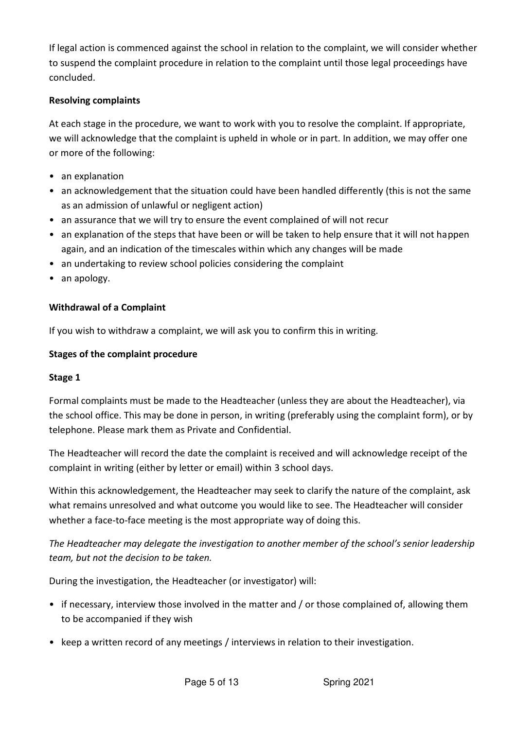If legal action is commenced against the school in relation to the complaint, we will consider whether to suspend the complaint procedure in relation to the complaint until those legal proceedings have concluded.

**Resolving complaints**

At each stage in the procedure, we want to work with you to resolve the complaint. If appropriate, we will acknowledge that the complaint is upheld in whole or in part. In addition, we may offer one or more of the following:

- an explanation
- an acknowledgement that the situation could have been handled differently (this is not the same as an admission of unlawful or negligent action)
- an assurance that we will try to ensure the event complained of will not recur
- an explanation of the steps that have been or will be taken to help ensure that it will not happen again, and an indication of the timescales within which any changes will be made
- an undertaking to review school policies considering the complaint
- an apology.

**Withdrawal of a Complaint**

If you wish to withdraw a complaint, we will ask you to confirm this in writing.

**Stages of the complaint procedure**

**Stage 1**

Formal complaints must be made to the Headteacher (unless they are about the Headteacher), via the school office. This may be done in person, in writing (preferably using the complaint form), or by telephone. Please mark them as Private and Confidential.

The Headteacher will record the date the complaint is received and will acknowledge receipt of the complaint in writing (either by letter or email) within 3 school days.

Within this acknowledgement, the Headteacher may seek to clarify the nature of the complaint, ask what remains unresolved and what outcome you would like to see. The Headteacher will consider whether a face-to-face meeting is the most appropriate way of doing this.

*The Headteacher may delegate the investigation to another member of the school's senior leadership team, but not the decision to be taken.*

During the investigation, the Headteacher (or investigator) will:

- if necessary, interview those involved in the matter and / or those complained of, allowing them to be accompanied if they wish
- keep a written record of any meetings / interviews in relation to their investigation.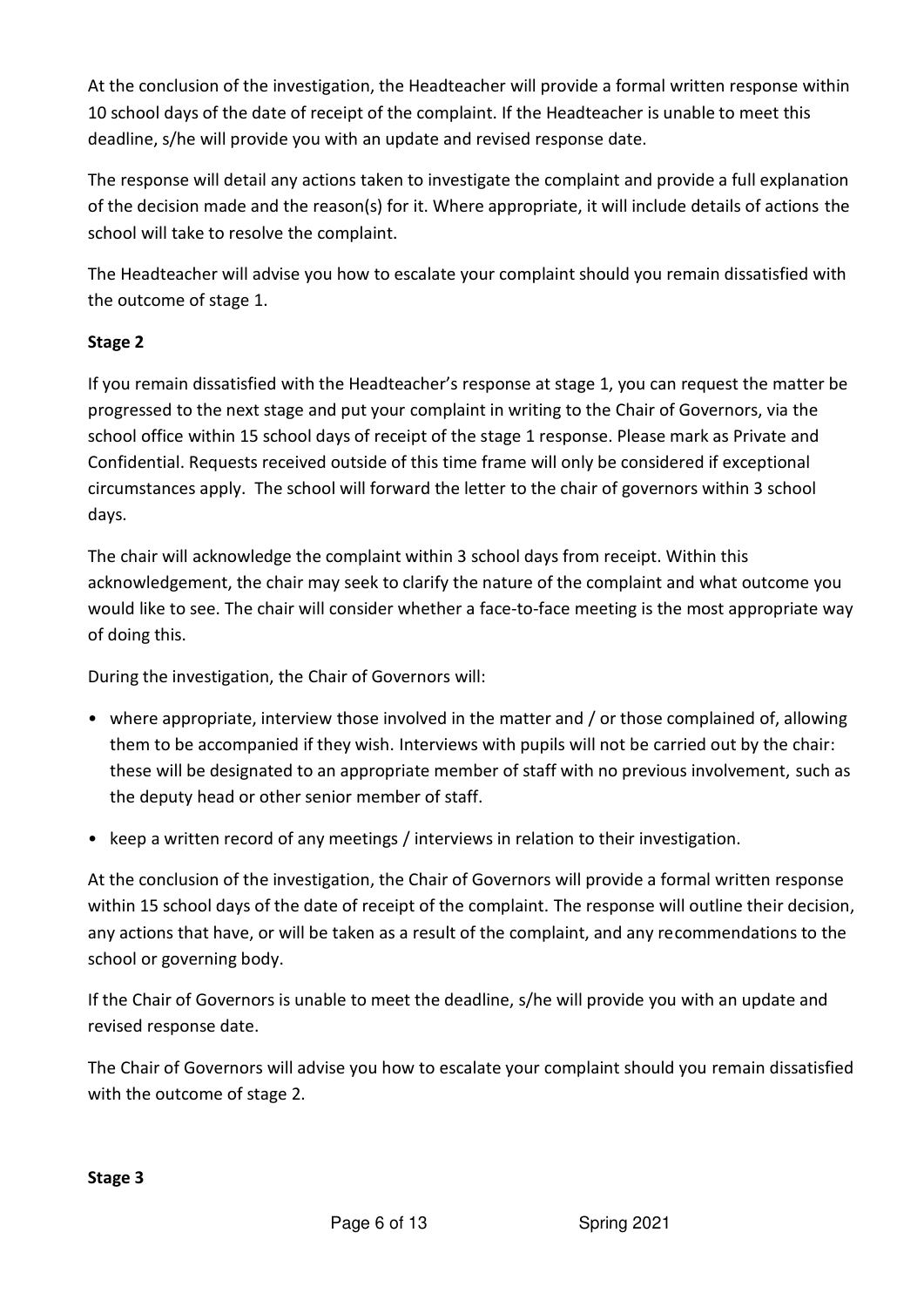At the conclusion of the investigation, the Headteacher will provide a formal written response within 10 school days of the date of receipt of the complaint. If the Headteacher is unable to meet this deadline, s/he will provide you with an update and revised response date.

The response will detail any actions taken to investigate the complaint and provide a full explanation of the decision made and the reason(s) for it. Where appropriate, it will include details of actions the school will take to resolve the complaint.

The Headteacher will advise you how to escalate your complaint should you remain dissatisfied with the outcome of stage 1.

**Stage 2**

If you remain dissatisfied with the Headteacher's response at stage 1, you can request the matter be progressed to the next stage and put your complaint in writing to the Chair of Governors, via the school office within 15 school days of receipt of the stage 1 response. Please mark as Private and Confidential. Requests received outside of this time frame will only be considered if exceptional circumstances apply. The school will forward the letter to the chair of governors within 3 school days.

The chair will acknowledge the complaint within 3 school days from receipt. Within this acknowledgement, the chair may seek to clarify the nature of the complaint and what outcome you would like to see. The chair will consider whether a face-to-face meeting is the most appropriate way of doing this.

During the investigation, the Chair of Governors will:

- where appropriate, interview those involved in the matter and / or those complained of, allowing them to be accompanied if they wish. Interviews with pupils will not be carried out by the chair: these will be designated to an appropriate member of staff with no previous involvement, such as the deputy head or other senior member of staff.
- keep a written record of any meetings / interviews in relation to their investigation.

At the conclusion of the investigation, the Chair of Governors will provide a formal written response within 15 school days of the date of receipt of the complaint. The response will outline their decision, any actions that have, or will be taken as a result of the complaint, and any recommendations to the school or governing body.

If the Chair of Governors is unable to meet the deadline, s/he will provide you with an update and revised response date.

The Chair of Governors will advise you how to escalate your complaint should you remain dissatisfied with the outcome of stage 2.

**Stage 3**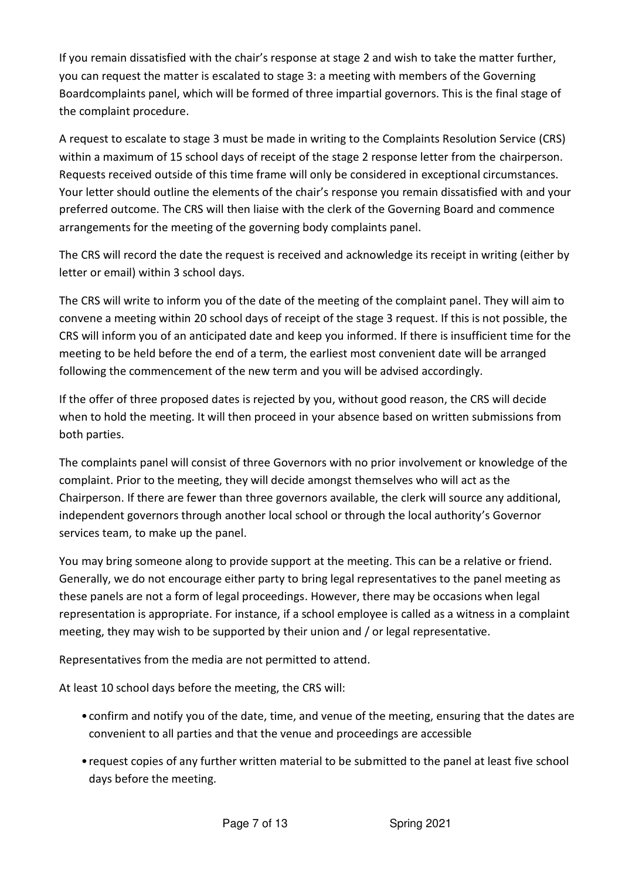If you remain dissatisfied with the chair's response at stage 2 and wish to take the matter further, you can request the matter is escalated to stage 3: a meeting with members of the Governing Boardcomplaints panel, which will be formed of three impartial governors. This is the final stage of the complaint procedure.

A request to escalate to stage 3 must be made in writing to the Complaints Resolution Service (CRS) within a maximum of 15 school days of receipt of the stage 2 response letter from the chairperson. Requests received outside of this time frame will only be considered in exceptional circumstances. Your letter should outline the elements of the chair's response you remain dissatisfied with and your preferred outcome. The CRS will then liaise with the clerk of the Governing Board and commence arrangements for the meeting of the governing body complaints panel.

The CRS will record the date the request is received and acknowledge its receipt in writing (either by letter or email) within 3 school days.

The CRS will write to inform you of the date of the meeting of the complaint panel. They will aim to convene a meeting within 20 school days of receipt of the stage 3 request. If this is not possible, the CRS will inform you of an anticipated date and keep you informed. If there is insufficient time for the meeting to be held before the end of a term, the earliest most convenient date will be arranged following the commencement of the new term and you will be advised accordingly.

If the offer of three proposed dates is rejected by you, without good reason, the CRS will decide when to hold the meeting. It will then proceed in your absence based on written submissions from both parties.

The complaints panel will consist of three Governors with no prior involvement or knowledge of the complaint. Prior to the meeting, they will decide amongst themselves who will act as the Chairperson. If there are fewer than three governors available, the clerk will source any additional, independent governors through another local school or through the local authority's Governor services team, to make up the panel.

You may bring someone along to provide support at the meeting. This can be a relative or friend. Generally, we do not encourage either party to bring legal representatives to the panel meeting as these panels are not a form of legal proceedings. However, there may be occasions when legal representation is appropriate. For instance, if a school employee is called as a witness in a complaint meeting, they may wish to be supported by their union and / or legal representative.

Representatives from the media are not permitted to attend.

At least 10 school days before the meeting, the CRS will:

- confirm and notify you of the date, time, and venue of the meeting, ensuring that the dates are convenient to all parties and that the venue and proceedings are accessible
- request copies of any further written material to be submitted to the panel at least five school days before the meeting.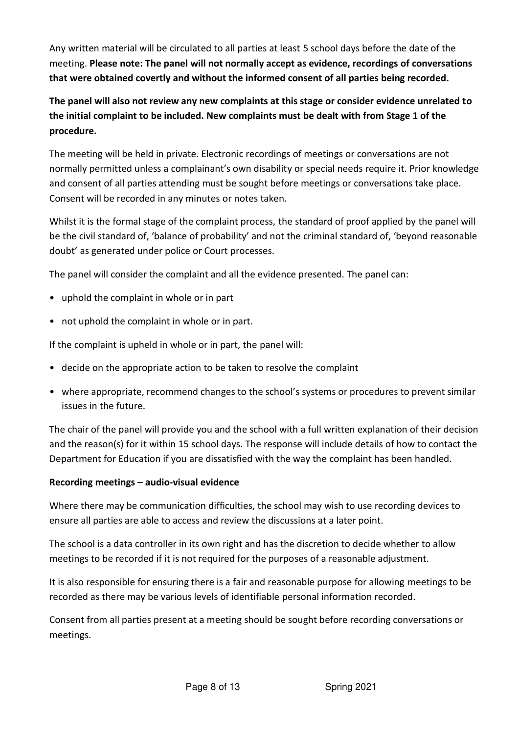Any written material will be circulated to all parties at least 5 school days before the date of the meeting. **Please note: The panel will not normally accept as evidence, recordings of conversations that were obtained covertly and without the informed consent of all parties being recorded.**

**The panel will also not review any new complaints at this stage or consider evidence unrelated to the initial complaint to be included. New complaints must be dealt with from Stage 1 of the procedure.**

The meeting will be held in private. Electronic recordings of meetings or conversations are not normally permitted unless a complainant's own disability or special needs require it. Prior knowledge and consent of all parties attending must be sought before meetings or conversations take place. Consent will be recorded in any minutes or notes taken.

Whilst it is the formal stage of the complaint process, the standard of proof applied by the panel will be the civil standard of, 'balance of probability' and not the criminal standard of, 'beyond reasonable doubt' as generated under police or Court processes.

The panel will consider the complaint and all the evidence presented. The panel can:

- uphold the complaint in whole or in part
- not uphold the complaint in whole or in part.

If the complaint is upheld in whole or in part, the panel will:

- decide on the appropriate action to be taken to resolve the complaint
- where appropriate, recommend changes to the school's systems or procedures to prevent similar issues in the future.

The chair of the panel will provide you and the school with a full written explanation of their decision and the reason(s) for it within 15 school days. The response will include details of how to contact the Department for Education if you are dissatisfied with the way the complaint has been handled.

**Recording meetings – audio-visual evidence**

Where there may be communication difficulties, the school may wish to use recording devices to ensure all parties are able to access and review the discussions at a later point.

The school is a data controller in its own right and has the discretion to decide whether to allow meetings to be recorded if it is not required for the purposes of a reasonable adjustment.

It is also responsible for ensuring there is a fair and reasonable purpose for allowing meetings to be recorded as there may be various levels of identifiable personal information recorded.

Consent from all parties present at a meeting should be sought before recording conversations or meetings.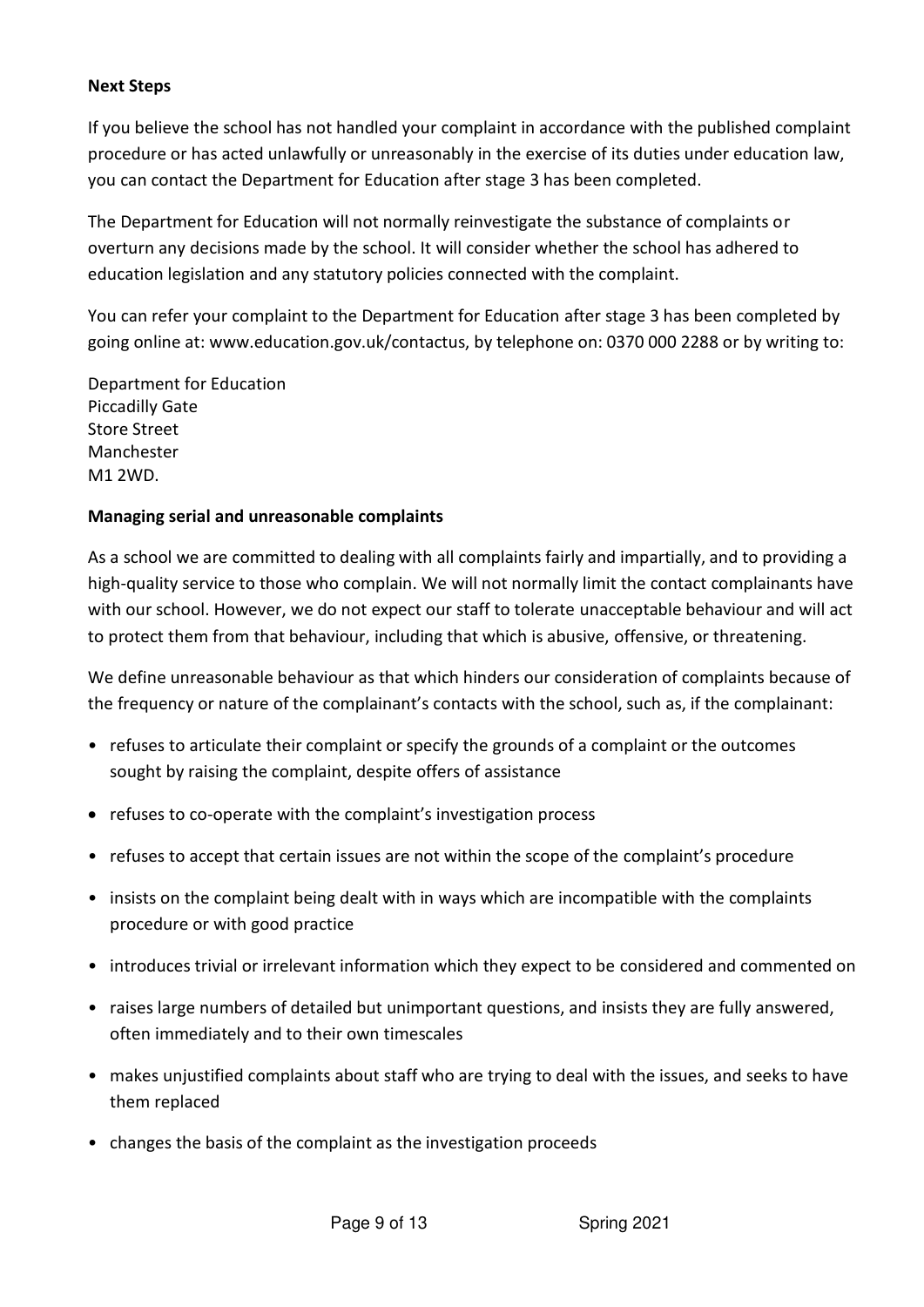**Next Steps**

If you believe the school has not handled your complaint in accordance with the published complaint procedure or has acted unlawfully or unreasonably in the exercise of its duties under education law, you can contact the Department for Education after stage 3 has been completed.

The Department for Education will not normally reinvestigate the substance of complaints or overturn any decisions made by the school. It will consider whether the school has adhered to education legislation and any statutory policies connected with the complaint.

You can refer your complaint to the Department for Education after stage 3 has been completed by going online at: www.education.gov.uk/contactus, by telephone on: 0370 000 2288 or by writing to:

Department for Education
Piccadilly Gate
Store Street
Manchester
M1 2WD.

**Managing serial and unreasonable complaints**

As a school we are committed to dealing with all complaints fairly and impartially, and to providing a high-quality service to those who complain. We will not normally limit the contact complainants have with our school. However, we do not expect our staff to tolerate unacceptable behaviour and will act to protect them from that behaviour, including that which is abusive, offensive, or threatening.

We define unreasonable behaviour as that which hinders our consideration of complaints because of the frequency or nature of the complainant's contacts with the school, such as, if the complainant:

- refuses to articulate their complaint or specify the grounds of a complaint or the outcomes sought by raising the complaint, despite offers of assistance
- refuses to co-operate with the complaint's investigation process
- refuses to accept that certain issues are not within the scope of the complaint's procedure
- insists on the complaint being dealt with in ways which are incompatible with the complaints procedure or with good practice
- introduces trivial or irrelevant information which they expect to be considered and commented on
- raises large numbers of detailed but unimportant questions, and insists they are fully answered, often immediately and to their own timescales
- makes unjustified complaints about staff who are trying to deal with the issues, and seeks to have them replaced
- changes the basis of the complaint as the investigation proceeds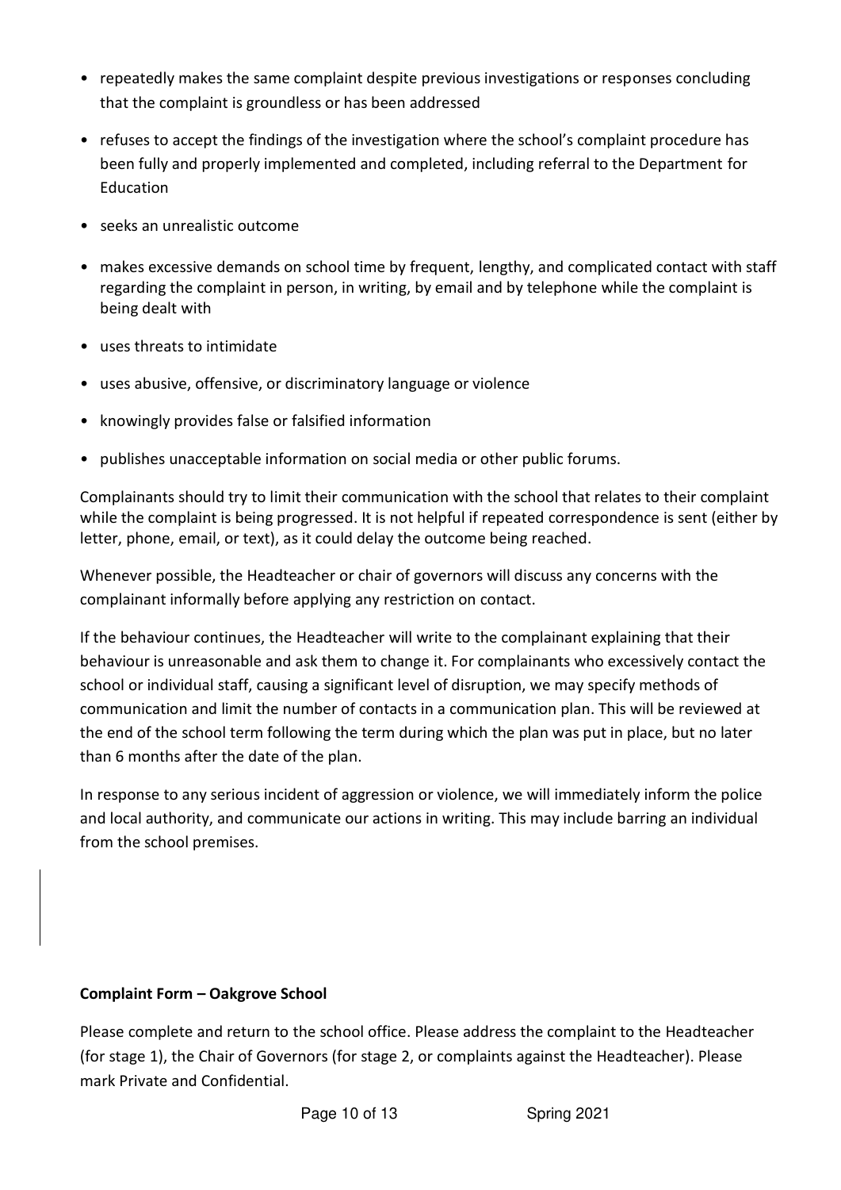- repeatedly makes the same complaint despite previous investigations or responses concluding that the complaint is groundless or has been addressed
- refuses to accept the findings of the investigation where the school's complaint procedure has been fully and properly implemented and completed, including referral to the Department for Education
- seeks an unrealistic outcome
- makes excessive demands on school time by frequent, lengthy, and complicated contact with staff regarding the complaint in person, in writing, by email and by telephone while the complaint is being dealt with
- uses threats to intimidate
- uses abusive, offensive, or discriminatory language or violence
- knowingly provides false or falsified information
- publishes unacceptable information on social media or other public forums.

Complainants should try to limit their communication with the school that relates to their complaint while the complaint is being progressed. It is not helpful if repeated correspondence is sent (either by letter, phone, email, or text), as it could delay the outcome being reached.

Whenever possible, the Headteacher or chair of governors will discuss any concerns with the complainant informally before applying any restriction on contact.

If the behaviour continues, the Headteacher will write to the complainant explaining that their behaviour is unreasonable and ask them to change it. For complainants who excessively contact the school or individual staff, causing a significant level of disruption, we may specify methods of communication and limit the number of contacts in a communication plan. This will be reviewed at the end of the school term following the term during which the plan was put in place, but no later than 6 months after the date of the plan.

In response to any serious incident of aggression or violence, we will immediately inform the police and local authority, and communicate our actions in writing. This may include barring an individual from the school premises.

**Complaint Form – Oakgrove School**

Please complete and return to the school office. Please address the complaint to the Headteacher (for stage 1), the Chair of Governors (for stage 2, or complaints against the Headteacher). Please mark Private and Confidential.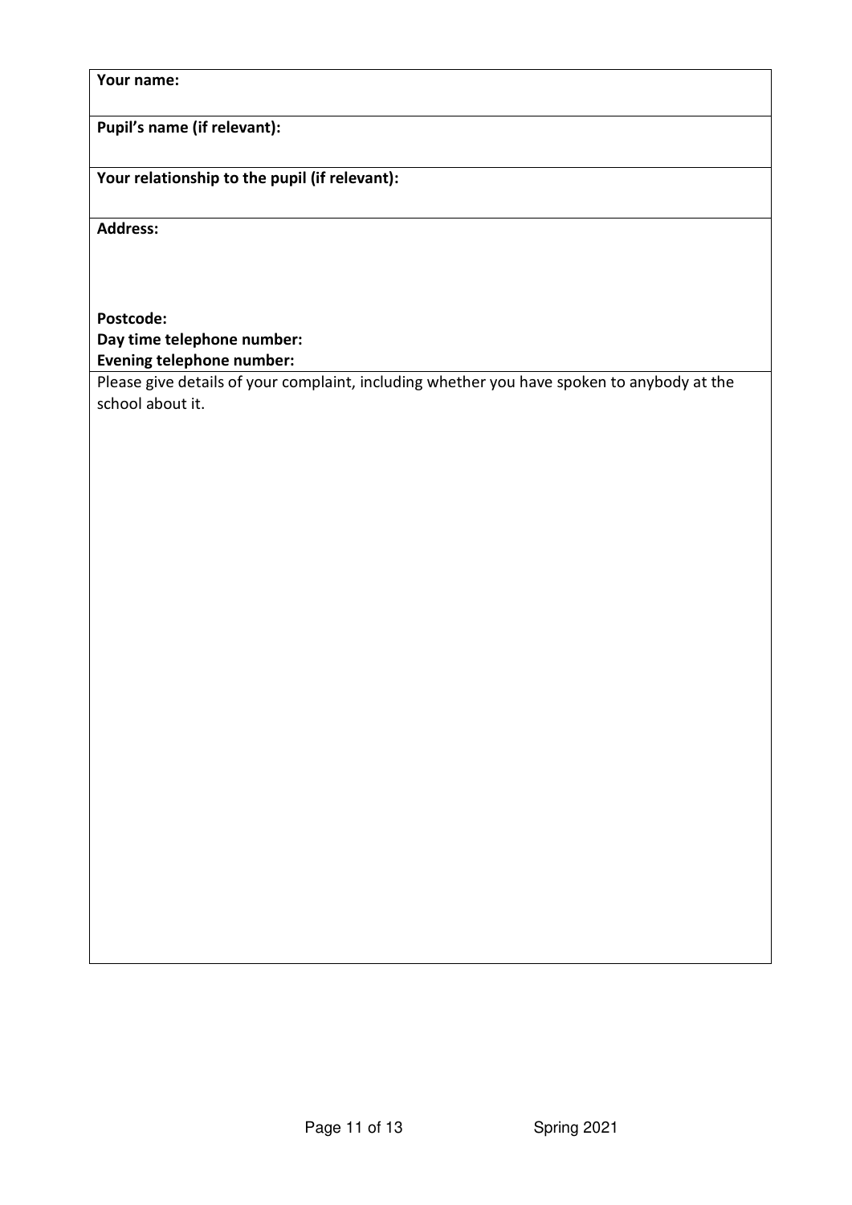**Your name:**

**Pupil's name (if relevant):**

**Your relationship to the pupil (if relevant):**

**Address:**

**Postcode:**
**Day time telephone number:**
**Evening telephone number:**

Please give details of your complaint, including whether you have spoken to anybody at the school about it.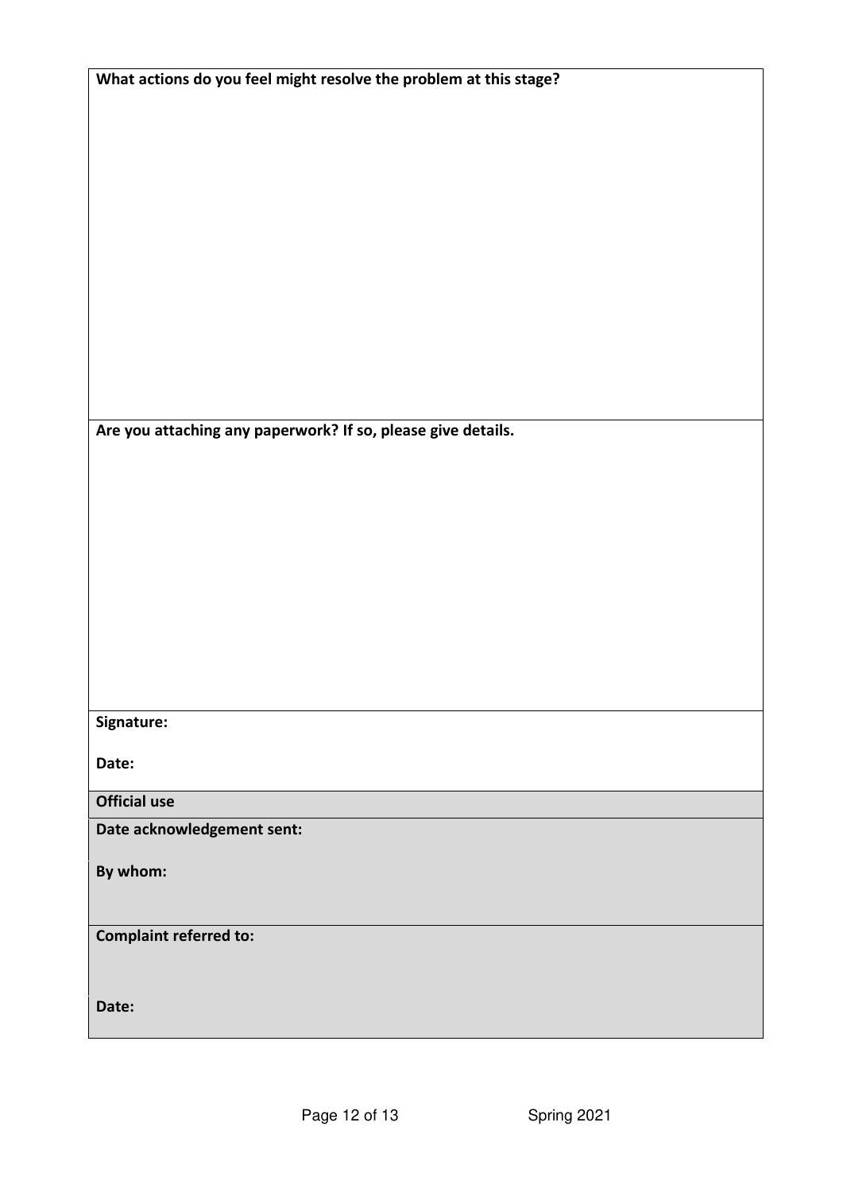**What actions do you feel might resolve the problem at this stage?**

**Are you attaching any paperwork? If so, please give details.**

**Signature:**

**Date:**

**Official use**

**Date acknowledgement sent:**

**By whom:**

**Complaint referred to:**

**Date:**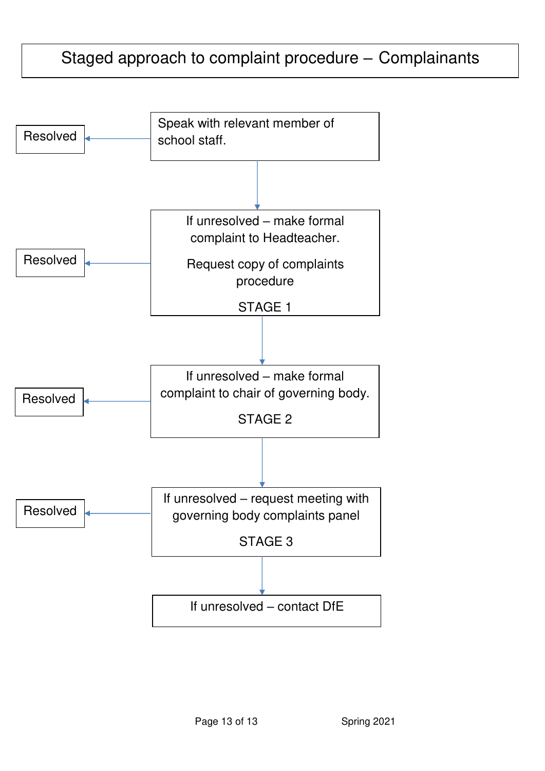# Staged approach to complaint procedure – Complainants

Speak with relevant member of school staff.

Resolved

If unresolved – make formal complaint to Headteacher.

Request copy of complaints procedure

STAGE 1

Resolved

If unresolved – make formal complaint to chair of governing body.

STAGE 2

Resolved

If unresolved – request meeting with governing body complaints panel

STAGE 3

Resolved

If unresolved – contact DfE

Spring 2021